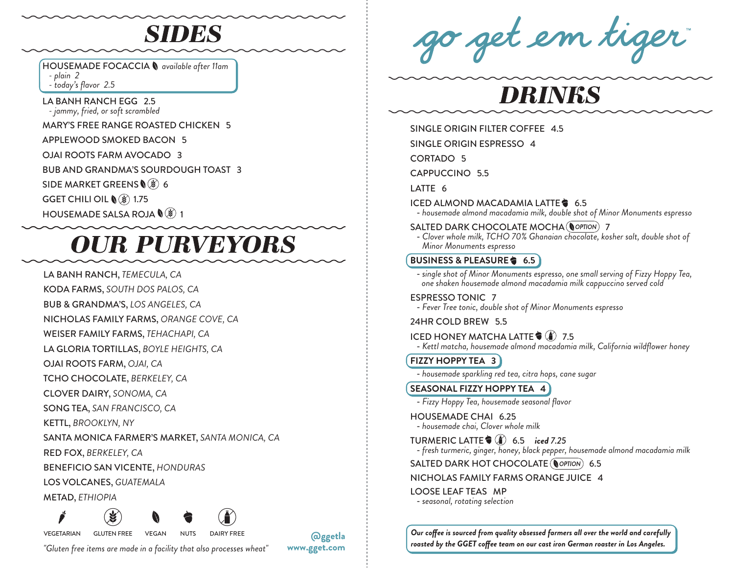# SIDES

**HOUSEMADE FOCACCIA** (vegan) *available after 11am*
- *plain 2*
- *today's flavor 2.5*

LA BANH RANCH EGG 2.5
- *jammy, fried, or soft scrambled*

MARY'S FREE RANGE ROASTED CHICKEN 5

APPLEWOOD SMOKED BACON 5

OJAI ROOTS FARM AVOCADO 3

BUB AND GRANDMA'S SOURDOUGH TOAST 3

SIDE MARKET GREENS (vegan) (gluten free) 6

GGET CHILI OIL (vegan) (gluten free) 1.75

HOUSEMADE SALSA ROJA (vegan) (gluten free) 1

# OUR PURVEYORS

LA BANH RANCH, *TEMECULA, CA*

KODA FARMS, *SOUTH DOS PALOS, CA*

BUB & GRANDMA'S, *LOS ANGELES, CA*

NICHOLAS FAMILY FARMS, *ORANGE COVE, CA*

WEISER FAMILY FARMS, *TEHACHAPI, CA*

LA GLORIA TORTILLAS, *BOYLE HEIGHTS, CA*

OJAI ROOTS FARM, *OJAI, CA*

TCHO CHOCOLATE, *BERKELEY, CA*

CLOVER DAIRY, *SONOMA, CA*

SONG TEA, *SAN FRANCISCO, CA*

KETTL, *BROOKLYN, NY*

SANTA MONICA FARMER'S MARKET, *SANTA MONICA, CA*

RED FOX, *BERKELEY, CA*

BENEFICIO SAN VICENTE, *HONDURAS*

LOS VOLCANES, *GUATEMALA*

METAD, *ETHIOPIA*

VEGETARIAN | GLUTEN FREE | VEGAN | NUTS | DAIRY FREE

*"Gluten free items are made in a facility that also processes wheat"*

**@ggetla**
**www.gget.com**

# go get em tiger™

# DRINKS

SINGLE ORIGIN FILTER COFFEE 4.5

SINGLE ORIGIN ESPRESSO 4

CORTADO 5

CAPPUCCINO 5.5

LATTE 6

ICED ALMOND MACADAMIA LATTE (nuts) 6.5
- *housemade almond macadamia milk, double shot of Minor Monuments espresso*

SALTED DARK CHOCOLATE MOCHA (vegan option) 7
- *Clover whole milk, TCHO 70% Ghanaian chocolate, kosher salt, double shot of Minor Monuments espresso*

**BUSINESS & PLEASURE** (nuts) **6.5**
- *single shot of Minor Monuments espresso, one small serving of Fizzy Hoppy Tea, one shaken housemade almond macadamia milk cappuccino served cold*

ESPRESSO TONIC 7
- *Fever Tree tonic, double shot of Minor Monuments espresso*

24HR COLD BREW 5.5

ICED HONEY MATCHA LATTE (nuts) (dairy free) 7.5
- *Kettl matcha, housemade almond macadamia milk, California wildflower honey*

**FIZZY HOPPY TEA 3**
- *housemade sparkling red tea, citra hops, cane sugar*

**SEASONAL FIZZY HOPPY TEA 4**
- *Fizzy Hoppy Tea, housemade seasonal flavor*

HOUSEMADE CHAI 6.25
- *housemade chai, Clover whole milk*

TURMERIC LATTE (nuts) (dairy free) 6.5 ***iced 7.25***
- *fresh turmeric, ginger, honey, black pepper, housemade almond macadamia milk*

SALTED DARK HOT CHOCOLATE (vegan option) 6.5

NICHOLAS FAMILY FARMS ORANGE JUICE 4

LOOSE LEAF TEAS MP
- *seasonal, rotating selection*

***Our coffee is sourced from quality obsessed farmers all over the world and carefully roasted by the GGET coffee team on our cast iron German roaster in Los Angeles.***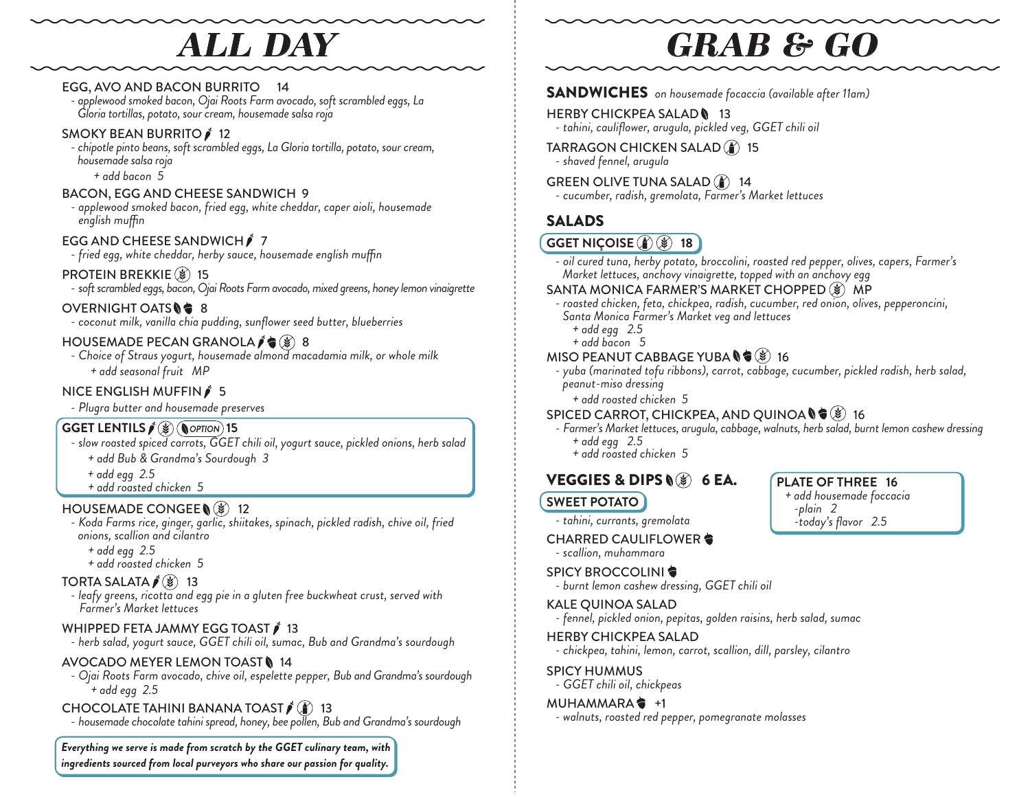# ALL DAY

**EGG, AVO AND BACON BURRITO** 14
- *applewood smoked bacon, Ojai Roots Farm avocado, soft scrambled eggs, La Gloria tortillas, potato, sour cream, housemade salsa roja*

**SMOKY BEAN BURRITO** 12
- *chipotle pinto beans, soft scrambled eggs, La Gloria tortilla, potato, sour cream, housemade salsa roja*
  - *+ add bacon 5*

**BACON, EGG AND CHEESE SANDWICH** 9
- *applewood smoked bacon, fried egg, white cheddar, caper aioli, housemade english muffin*

**EGG AND CHEESE SANDWICH** 7
- *fried egg, white cheddar, herby sauce, housemade english muffin*

**PROTEIN BREKKIE** 15
- *soft scrambled eggs, bacon, Ojai Roots Farm avocado, mixed greens, honey lemon vinaigrette*

**OVERNIGHT OATS** 8
- *coconut milk, vanilla chia pudding, sunflower seed butter, blueberries*

**HOUSEMADE PECAN GRANOLA** 8
- *Choice of Straus yogurt, housemade almond macadamia milk, or whole milk*
  - *+ add seasonal fruit MP*

**NICE ENGLISH MUFFIN** 5
- *Plugra butter and housemade preserves*

**GGET LENTILS** (OPTION) 15
- *slow roasted spiced carrots, GGET chili oil, yogurt sauce, pickled onions, herb salad*
  - *+ add Bub & Grandma's Sourdough 3*
  - *+ add egg 2.5*
  - *+ add roasted chicken 5*

**HOUSEMADE CONGEE** 12
- *Koda Farms rice, ginger, garlic, shiitakes, spinach, pickled radish, chive oil, fried onions, scallion and cilantro*
  - *+ add egg 2.5*
  - *+ add roasted chicken 5*

**TORTA SALATA** 13
- *leafy greens, ricotta and egg pie in a gluten free buckwheat crust, served with Farmer's Market lettuces*

**WHIPPED FETA JAMMY EGG TOAST** 13
- *herb salad, yogurt sauce, GGET chili oil, sumac, Bub and Grandma's sourdough*

**AVOCADO MEYER LEMON TOAST** 14
- *Ojai Roots Farm avocado, chive oil, espelette pepper, Bub and Grandma's sourdough*
  - *+ add egg 2.5*

**CHOCOLATE TAHINI BANANA TOAST** 13
- *housemade chocolate tahini spread, honey, bee pollen, Bub and Grandma's sourdough*

***Everything we serve is made from scratch by the GGET culinary team, with ingredients sourced from local purveyors who share our passion for quality.***

# GRAB & GO

## SANDWICHES *on housemade focaccia (available after 11am)*

**HERBY CHICKPEA SALAD** 13
- *tahini, cauliflower, arugula, pickled veg, GGET chili oil*

**TARRAGON CHICKEN SALAD** 15
- *shaved fennel, arugula*

**GREEN OLIVE TUNA SALAD** 14
- *cucumber, radish, gremolata, Farmer's Market lettuces*

## SALADS

**GGET NIÇOISE** 18
- *oil cured tuna, herby potato, broccolini, roasted red pepper, olives, capers, Farmer's Market lettuces, anchovy vinaigrette, topped with an anchovy egg*

**SANTA MONICA FARMER'S MARKET CHOPPED** MP
- *roasted chicken, feta, chickpea, radish, cucumber, red onion, olives, pepperoncini, Santa Monica Farmer's Market veg and lettuces*
  - *+ add egg 2.5*
  - *+ add bacon 5*

**MISO PEANUT CABBAGE YUBA** 16
- *yuba (marinated tofu ribbons), carrot, cabbage, cucumber, pickled radish, herb salad, peanut-miso dressing*
  - *+ add roasted chicken 5*

**SPICED CARROT, CHICKPEA, AND QUINOA** 16
- *Farmer's Market lettuces, arugula, cabbage, walnuts, herb salad, burnt lemon cashew dressing*
  - *+ add egg 2.5*
  - *+ add roasted chicken 5*

## VEGGIES & DIPS 6 EA.

**PLATE OF THREE** 16
- *+ add housemade foccacia*
  - *-plain 2*
  - *-today's flavor 2.5*

**SWEET POTATO**
- *tahini, currants, gremolata*

**CHARRED CAULIFLOWER**
- *scallion, muhammara*

**SPICY BROCCOLINI**
- *burnt lemon cashew dressing, GGET chili oil*

**KALE QUINOA SALAD**
- *fennel, pickled onion, pepitas, golden raisins, herb salad, sumac*

**HERBY CHICKPEA SALAD**
- *chickpea, tahini, lemon, carrot, scallion, dill, parsley, cilantro*

**SPICY HUMMUS**
- *GGET chili oil, chickpeas*

**MUHAMMARA** +1
- *walnuts, roasted red pepper, pomegranate molasses*